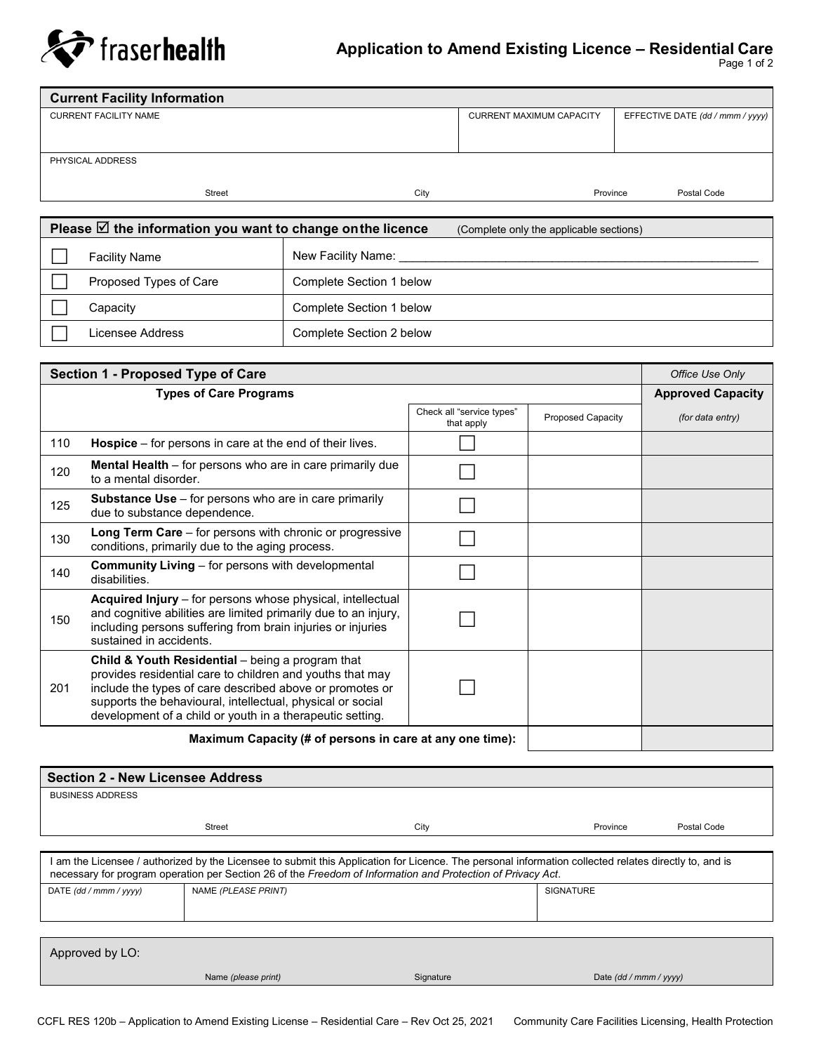fraserhealth

# Application to Amend Existing Licence – Residential Care

| Current Facility Information | | |
|---|---|---|
| CURRENT FACILITY NAME | CURRENT MAXIMUM CAPACITY | EFFECTIVE DATE *(dd / mmm / yyyy)* |
| | | |

| PHYSICAL ADDRESS | | | |
|---|---|---|---|
| | | | |
| Street | City | Province | Postal Code |

| Please ☑ the information you want to change on the licence (Complete only the applicable sections) | | |
|---|---|---|
| ☐ | Facility Name | New Facility Name: ____________________ |
| ☐ | Proposed Types of Care | Complete Section 1 below |
| ☐ | Capacity | Complete Section 1 below |
| ☐ | Licensee Address | Complete Section 2 below |

| Section 1 - Proposed Type of Care | | | | *Office Use Only* |
|---|---|---|---|---|
| **Types of Care Programs** | | | | **Approved Capacity** |
| | | Check all "service types" that apply | Proposed Capacity | *(for data entry)* |
| 110 | **Hospice** – for persons in care at the end of their lives. | ☐ | | |
| 120 | **Mental Health** – for persons who are in care primarily due to a mental disorder. | ☐ | | |
| 125 | **Substance Use** – for persons who are in care primarily due to substance dependence. | ☐ | | |
| 130 | **Long Term Care** – for persons with chronic or progressive conditions, primarily due to the aging process. | ☐ | | |
| 140 | **Community Living** – for persons with developmental disabilities. | ☐ | | |
| 150 | **Acquired Injury** – for persons whose physical, intellectual and cognitive abilities are limited primarily due to an injury, including persons suffering from brain injuries or injuries sustained in accidents. | ☐ | | |
| 201 | **Child & Youth Residential** – being a program that provides residential care to children and youths that may include the types of care described above or promotes or supports the behavioural, intellectual, physical or social development of a child or youth in a therapeutic setting. | ☐ | | |
| | | **Maximum Capacity (# of persons in care at any one time):** | | |

| Section 2 - New Licensee Address | | | |
|---|---|---|---|
| BUSINESS ADDRESS | | | |
| Street | City | Province | Postal Code |

I am the Licensee / authorized by the Licensee to submit this Application for Licence. The personal information collected relates directly to, and is necessary for program operation per Section 26 of the *Freedom of Information and Protection of Privacy Act*.

| DATE *(dd / mmm / yyyy)* | NAME *(PLEASE PRINT)* | SIGNATURE |
|---|---|---|
| | | |

| Approved by LO: | | |
|---|---|---|
| Name *(please print)* | Signature | Date *(dd / mmm / yyyy)* |

CCFL RES 120b – Application to Amend Existing License – Residential Care – Rev Oct 25, 2021 Community Care Facilities Licensing, Health Protection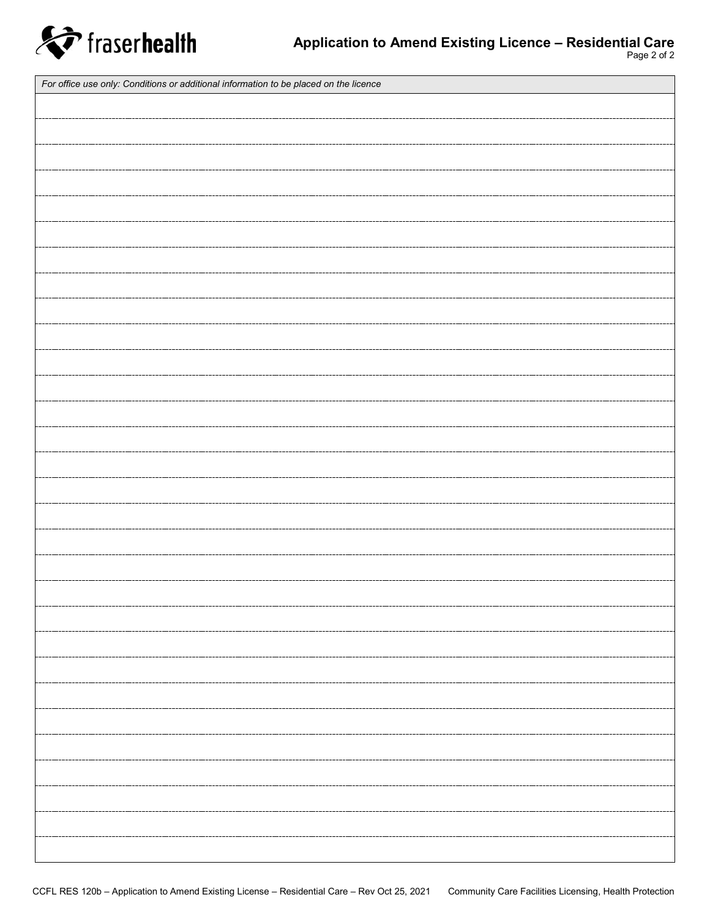| *For office use only: Conditions or additional information to be placed on the licence* |
| --- |
| |
| |
| |
| |
| |
| |
| |
| |
| |
| |
| |
| |
| |
| |
| |
| |
| |
| |
| |
| |
| |
| |
| |
| |
| |
| |
| |
| |
| |
| |

CCFL RES 120b – Application to Amend Existing License – Residential Care – Rev Oct 25, 2021    Community Care Facilities Licensing, Health Protection